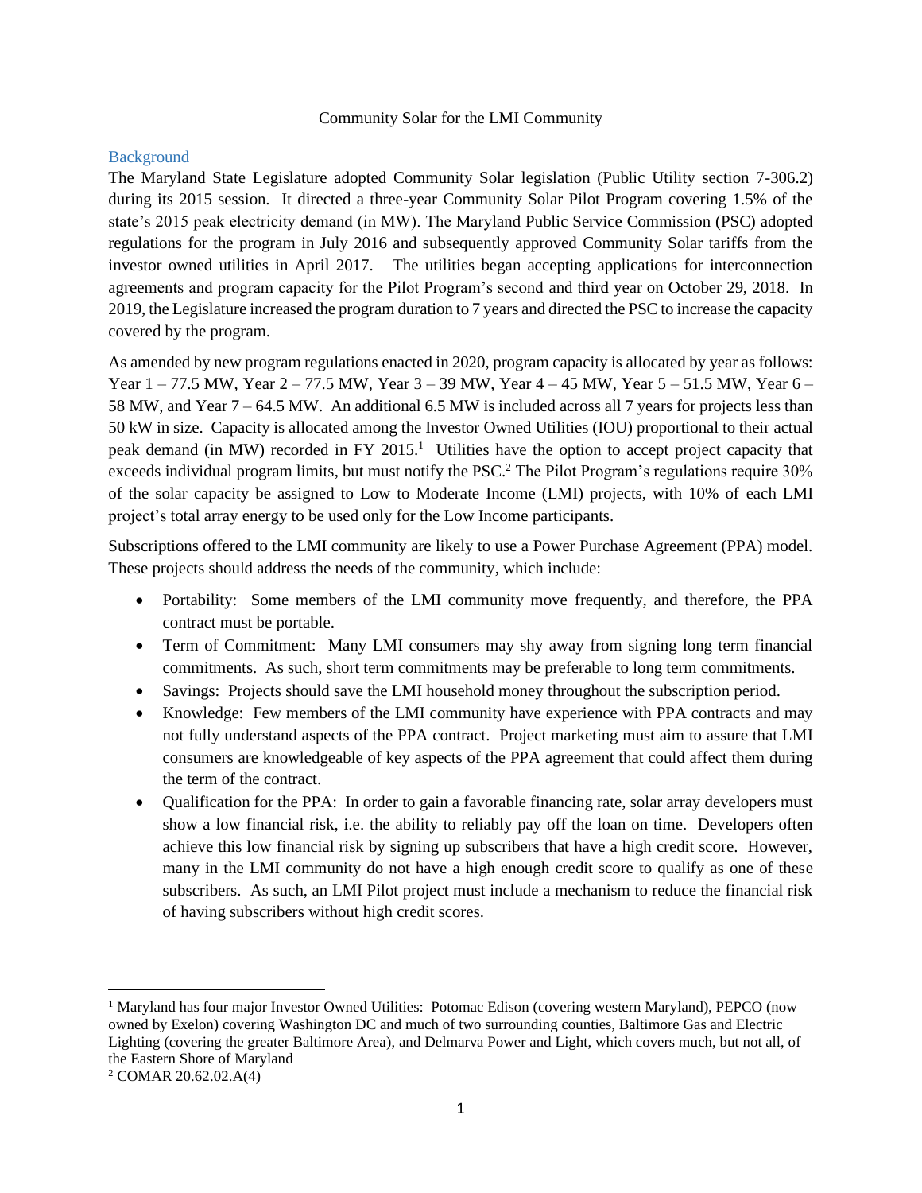Community Solar for the LMI Community

## Background

The Maryland State Legislature adopted Community Solar legislation (Public Utility section 7-306.2) during its 2015 session. It directed a three-year Community Solar Pilot Program covering 1.5% of the state's 2015 peak electricity demand (in MW). The Maryland Public Service Commission (PSC) adopted regulations for the program in July 2016 and subsequently approved Community Solar tariffs from the investor owned utilities in April 2017. The utilities began accepting applications for interconnection agreements and program capacity for the Pilot Program's second and third year on October 29, 2018. In 2019, the Legislature increased the program duration to 7 years and directed the PSC to increase the capacity covered by the program.

As amended by new program regulations enacted in 2020, program capacity is allocated by year as follows: Year 1 – 77.5 MW, Year 2 – 77.5 MW, Year 3 – 39 MW, Year 4 – 45 MW, Year 5 – 51.5 MW, Year 6 – 58 MW, and Year 7 – 64.5 MW. An additional 6.5 MW is included across all 7 years for projects less than 50 kW in size. Capacity is allocated among the Investor Owned Utilities (IOU) proportional to their actual peak demand (in MW) recorded in FY 2015.[1] Utilities have the option to accept project capacity that exceeds individual program limits, but must notify the PSC.[2] The Pilot Program's regulations require 30% of the solar capacity be assigned to Low to Moderate Income (LMI) projects, with 10% of each LMI project's total array energy to be used only for the Low Income participants.

Subscriptions offered to the LMI community are likely to use a Power Purchase Agreement (PPA) model. These projects should address the needs of the community, which include:

- Portability: Some members of the LMI community move frequently, and therefore, the PPA contract must be portable.
- Term of Commitment: Many LMI consumers may shy away from signing long term financial commitments. As such, short term commitments may be preferable to long term commitments.
- Savings: Projects should save the LMI household money throughout the subscription period.
- Knowledge: Few members of the LMI community have experience with PPA contracts and may not fully understand aspects of the PPA contract. Project marketing must aim to assure that LMI consumers are knowledgeable of key aspects of the PPA agreement that could affect them during the term of the contract.
- Qualification for the PPA: In order to gain a favorable financing rate, solar array developers must show a low financial risk, i.e. the ability to reliably pay off the loan on time. Developers often achieve this low financial risk by signing up subscribers that have a high credit score. However, many in the LMI community do not have a high enough credit score to qualify as one of these subscribers. As such, an LMI Pilot project must include a mechanism to reduce the financial risk of having subscribers without high credit scores.

---

[1] Maryland has four major Investor Owned Utilities: Potomac Edison (covering western Maryland), PEPCO (now owned by Exelon) covering Washington DC and much of two surrounding counties, Baltimore Gas and Electric Lighting (covering the greater Baltimore Area), and Delmarva Power and Light, which covers much, but not all, of the Eastern Shore of Maryland

[2] COMAR 20.62.02.A(4)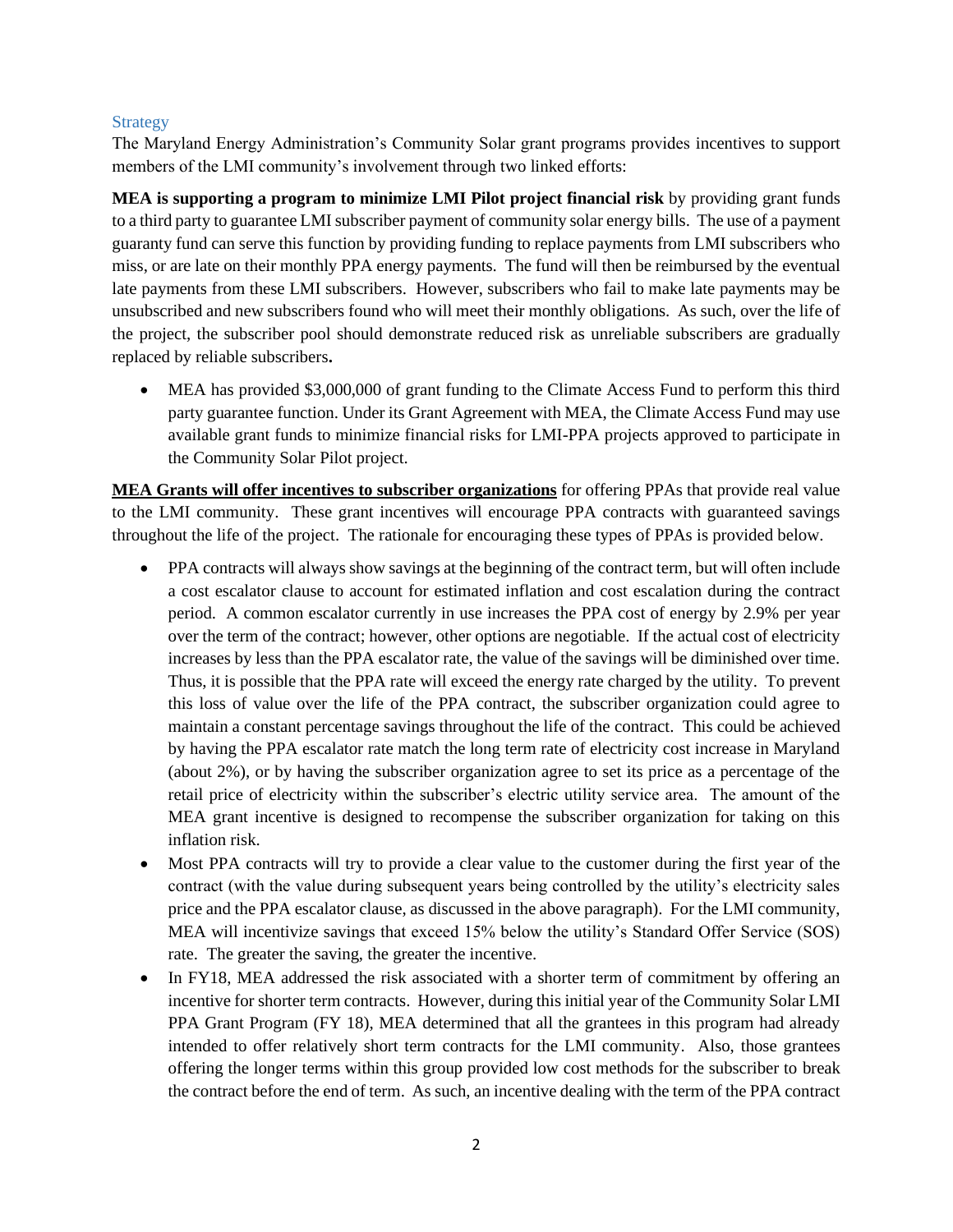## Strategy

The Maryland Energy Administration's Community Solar grant programs provides incentives to support members of the LMI community's involvement through two linked efforts:

**MEA is supporting a program to minimize LMI Pilot project financial risk** by providing grant funds to a third party to guarantee LMI subscriber payment of community solar energy bills. The use of a payment guaranty fund can serve this function by providing funding to replace payments from LMI subscribers who miss, or are late on their monthly PPA energy payments. The fund will then be reimbursed by the eventual late payments from these LMI subscribers. However, subscribers who fail to make late payments may be unsubscribed and new subscribers found who will meet their monthly obligations. As such, over the life of the project, the subscriber pool should demonstrate reduced risk as unreliable subscribers are gradually replaced by reliable subscribers**.**

- MEA has provided $3,000,000 of grant funding to the Climate Access Fund to perform this third party guarantee function. Under its Grant Agreement with MEA, the Climate Access Fund may use available grant funds to minimize financial risks for LMI-PPA projects approved to participate in the Community Solar Pilot project.

**<u>MEA Grants will offer incentives to subscriber organizations</u>** for offering PPAs that provide real value to the LMI community. These grant incentives will encourage PPA contracts with guaranteed savings throughout the life of the project. The rationale for encouraging these types of PPAs is provided below.

- PPA contracts will always show savings at the beginning of the contract term, but will often include a cost escalator clause to account for estimated inflation and cost escalation during the contract period. A common escalator currently in use increases the PPA cost of energy by 2.9% per year over the term of the contract; however, other options are negotiable. If the actual cost of electricity increases by less than the PPA escalator rate, the value of the savings will be diminished over time. Thus, it is possible that the PPA rate will exceed the energy rate charged by the utility. To prevent this loss of value over the life of the PPA contract, the subscriber organization could agree to maintain a constant percentage savings throughout the life of the contract. This could be achieved by having the PPA escalator rate match the long term rate of electricity cost increase in Maryland (about 2%), or by having the subscriber organization agree to set its price as a percentage of the retail price of electricity within the subscriber's electric utility service area. The amount of the MEA grant incentive is designed to recompense the subscriber organization for taking on this inflation risk.
- Most PPA contracts will try to provide a clear value to the customer during the first year of the contract (with the value during subsequent years being controlled by the utility's electricity sales price and the PPA escalator clause, as discussed in the above paragraph). For the LMI community, MEA will incentivize savings that exceed 15% below the utility's Standard Offer Service (SOS) rate. The greater the saving, the greater the incentive.
- In FY18, MEA addressed the risk associated with a shorter term of commitment by offering an incentive for shorter term contracts. However, during this initial year of the Community Solar LMI PPA Grant Program (FY 18), MEA determined that all the grantees in this program had already intended to offer relatively short term contracts for the LMI community. Also, those grantees offering the longer terms within this group provided low cost methods for the subscriber to break the contract before the end of term. As such, an incentive dealing with the term of the PPA contract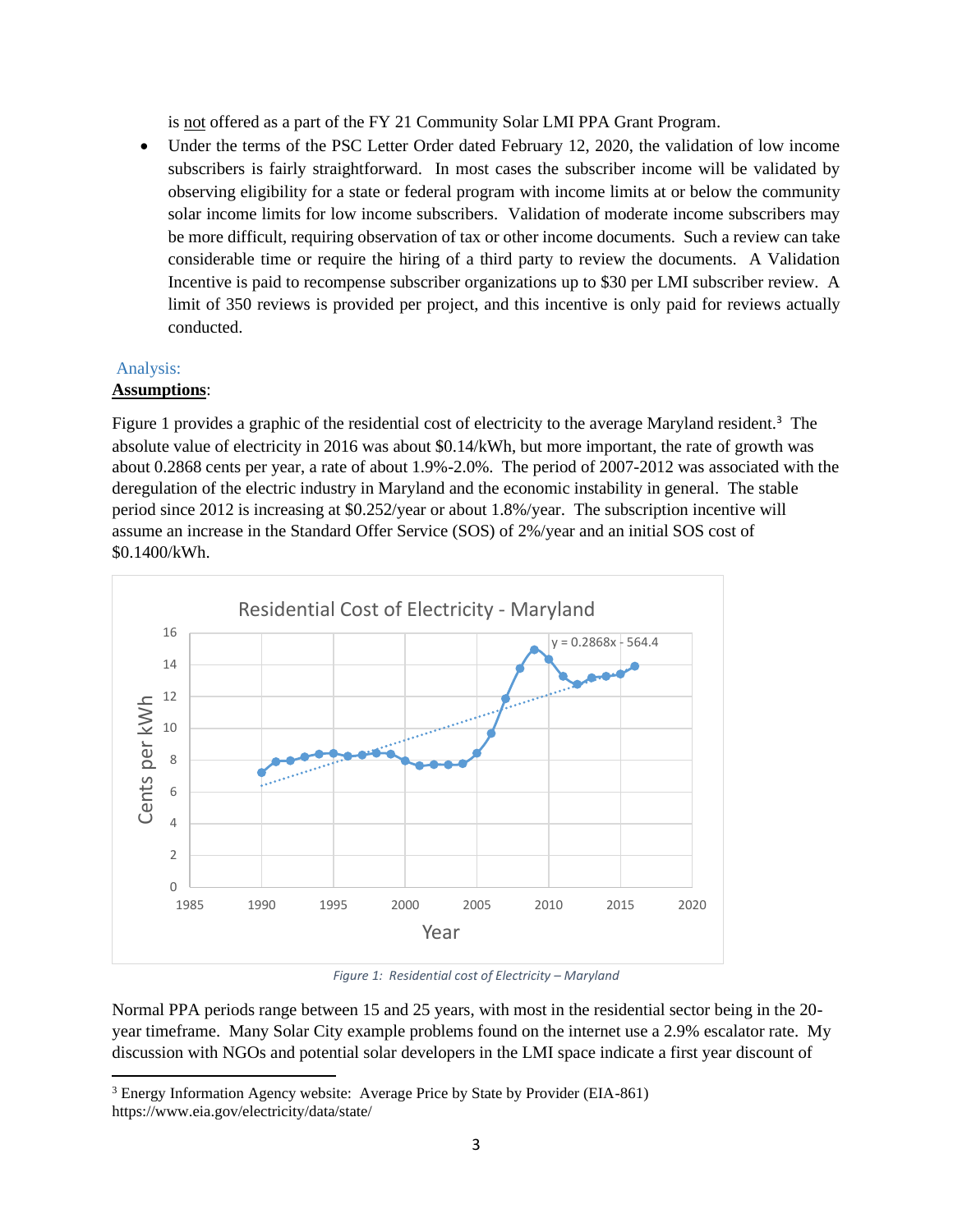is not offered as a part of the FY 21 Community Solar LMI PPA Grant Program.

- Under the terms of the PSC Letter Order dated February 12, 2020, the validation of low income subscribers is fairly straightforward. In most cases the subscriber income will be validated by observing eligibility for a state or federal program with income limits at or below the community solar income limits for low income subscribers. Validation of moderate income subscribers may be more difficult, requiring observation of tax or other income documents. Such a review can take considerable time or require the hiring of a third party to review the documents. A Validation Incentive is paid to recompense subscriber organizations up to $30 per LMI subscriber review. A limit of 350 reviews is provided per project, and this incentive is only paid for reviews actually conducted.

Analysis:

**Assumptions**:

Figure 1 provides a graphic of the residential cost of electricity to the average Maryland resident.[3] The absolute value of electricity in 2016 was about $0.14/kWh, but more important, the rate of growth was about 0.2868 cents per year, a rate of about 1.9%-2.0%. The period of 2007-2012 was associated with the deregulation of the electric industry in Maryland and the economic instability in general. The stable period since 2012 is increasing at $0.252/year or about 1.8%/year. The subscription incentive will assume an increase in the Standard Offer Service (SOS) of 2%/year and an initial SOS cost of $0.1400/kWh.

*Figure 1: Residential cost of Electricity – Maryland*

Normal PPA periods range between 15 and 25 years, with most in the residential sector being in the 20-year timeframe. Many Solar City example problems found on the internet use a 2.9% escalator rate. My discussion with NGOs and potential solar developers in the LMI space indicate a first year discount of

[3] Energy Information Agency website: Average Price by State by Provider (EIA-861) https://www.eia.gov/electricity/data/state/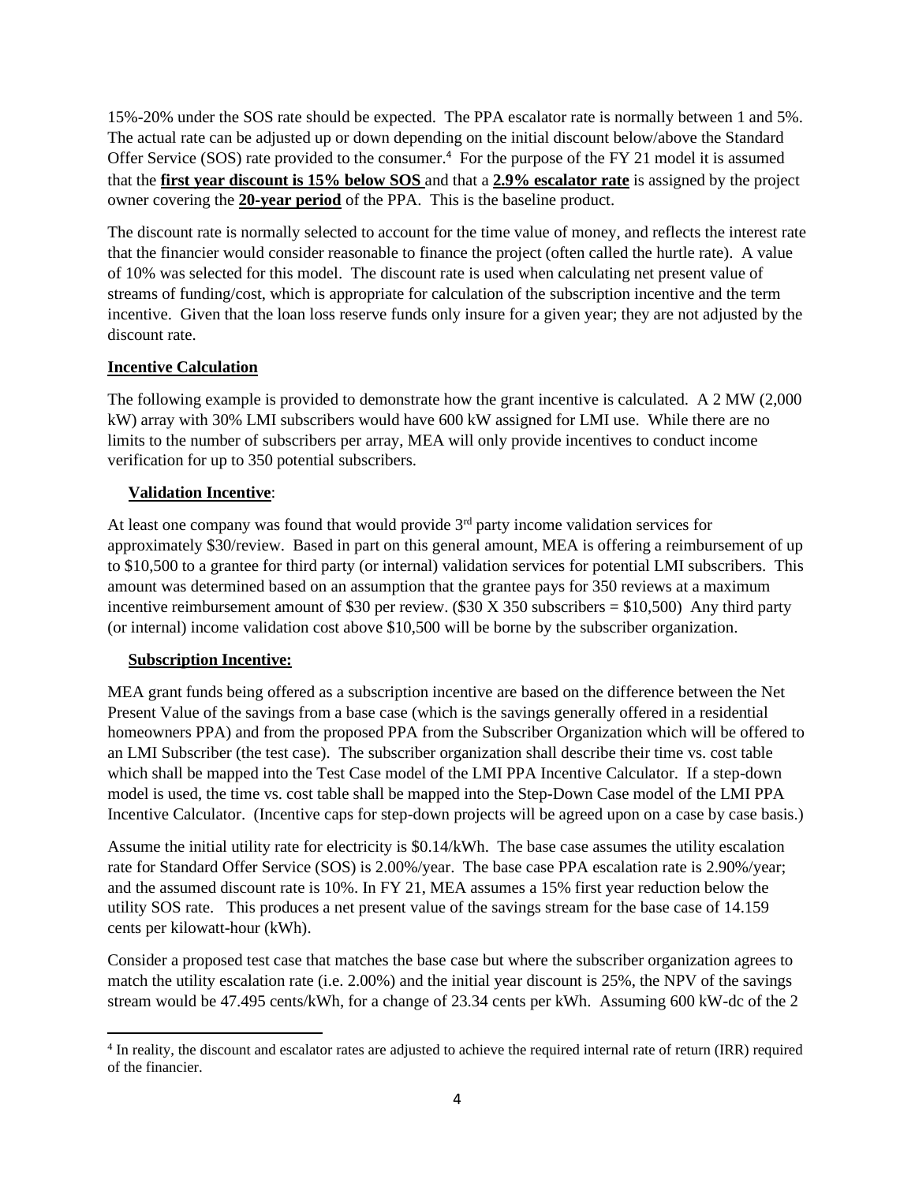15%-20% under the SOS rate should be expected. The PPA escalator rate is normally between 1 and 5%. The actual rate can be adjusted up or down depending on the initial discount below/above the Standard Offer Service (SOS) rate provided to the consumer.[4] For the purpose of the FY 21 model it is assumed that the **first year discount is 15% below SOS** and that a **2.9% escalator rate** is assigned by the project owner covering the **20-year period** of the PPA. This is the baseline product.

The discount rate is normally selected to account for the time value of money, and reflects the interest rate that the financier would consider reasonable to finance the project (often called the hurtle rate). A value of 10% was selected for this model. The discount rate is used when calculating net present value of streams of funding/cost, which is appropriate for calculation of the subscription incentive and the term incentive. Given that the loan loss reserve funds only insure for a given year; they are not adjusted by the discount rate.

**Incentive Calculation**

The following example is provided to demonstrate how the grant incentive is calculated. A 2 MW (2,000 kW) array with 30% LMI subscribers would have 600 kW assigned for LMI use. While there are no limits to the number of subscribers per array, MEA will only provide incentives to conduct income verification for up to 350 potential subscribers.

**Validation Incentive**:

At least one company was found that would provide 3rd party income validation services for approximately $30/review. Based in part on this general amount, MEA is offering a reimbursement of up to $10,500 to a grantee for third party (or internal) validation services for potential LMI subscribers. This amount was determined based on an assumption that the grantee pays for 350 reviews at a maximum incentive reimbursement amount of $30 per review. ($30 X 350 subscribers = $10,500) Any third party (or internal) income validation cost above $10,500 will be borne by the subscriber organization.

**Subscription Incentive:**

MEA grant funds being offered as a subscription incentive are based on the difference between the Net Present Value of the savings from a base case (which is the savings generally offered in a residential homeowners PPA) and from the proposed PPA from the Subscriber Organization which will be offered to an LMI Subscriber (the test case). The subscriber organization shall describe their time vs. cost table which shall be mapped into the Test Case model of the LMI PPA Incentive Calculator. If a step-down model is used, the time vs. cost table shall be mapped into the Step-Down Case model of the LMI PPA Incentive Calculator. (Incentive caps for step-down projects will be agreed upon on a case by case basis.)

Assume the initial utility rate for electricity is $0.14/kWh. The base case assumes the utility escalation rate for Standard Offer Service (SOS) is 2.00%/year. The base case PPA escalation rate is 2.90%/year; and the assumed discount rate is 10%. In FY 21, MEA assumes a 15% first year reduction below the utility SOS rate. This produces a net present value of the savings stream for the base case of 14.159 cents per kilowatt-hour (kWh).

Consider a proposed test case that matches the base case but where the subscriber organization agrees to match the utility escalation rate (i.e. 2.00%) and the initial year discount is 25%, the NPV of the savings stream would be 47.495 cents/kWh, for a change of 23.34 cents per kWh. Assuming 600 kW-dc of the 2

[4] In reality, the discount and escalator rates are adjusted to achieve the required internal rate of return (IRR) required of the financier.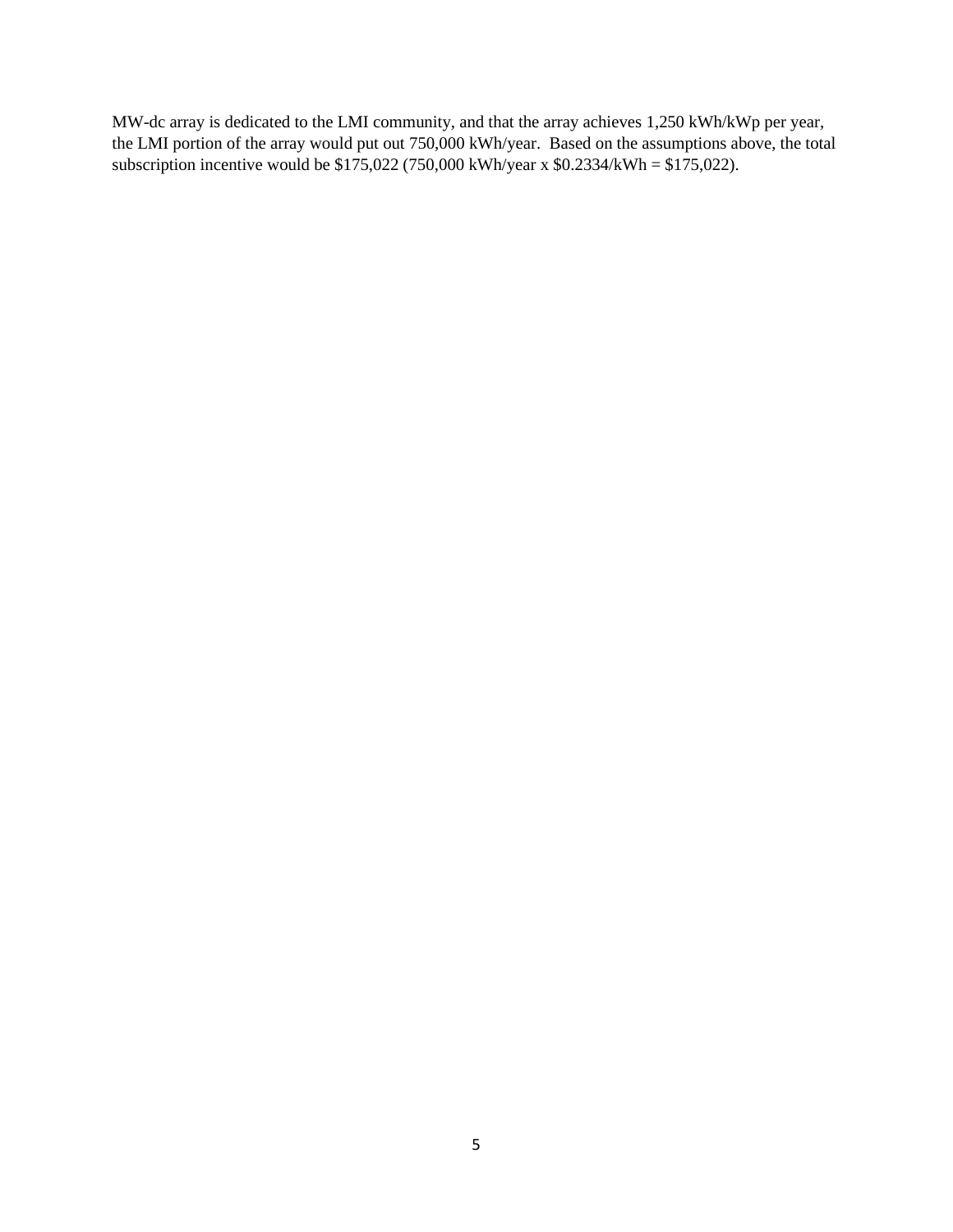MW-dc array is dedicated to the LMI community, and that the array achieves 1,250 kWh/kWp per year, the LMI portion of the array would put out 750,000 kWh/year. Based on the assumptions above, the total subscription incentive would be $175,022 (750,000 kWh/year x $0.2334/kWh = $175,022).